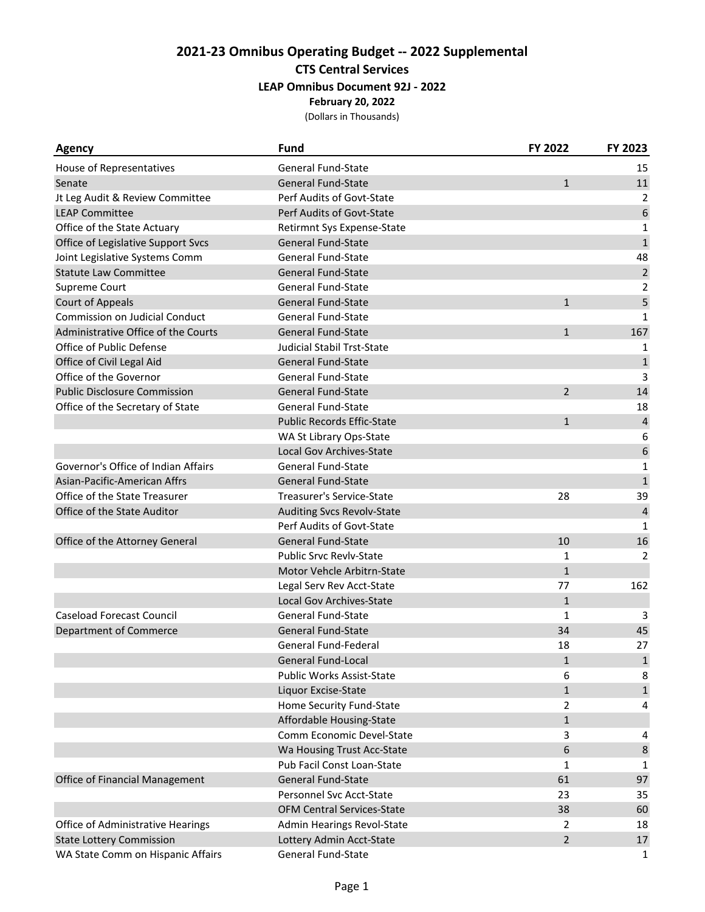# 2021-23 Omnibus Operating Budget -- 2022 Supplemental

## CTS Central Services

### LEAP Omnibus Document 92J - 2022

**February 20, 2022**

(Dollars in Thousands)

| Agency | Fund | FY 2022 | FY 2023 |
|---|---|---|---|
| House of Representatives | General Fund-State | | 15 |
| Senate | General Fund-State | 1 | 11 |
| Jt Leg Audit & Review Committee | Perf Audits of Govt-State | | 2 |
| LEAP Committee | Perf Audits of Govt-State | | 6 |
| Office of the State Actuary | Retirmnt Sys Expense-State | | 1 |
| Office of Legislative Support Svcs | General Fund-State | | 1 |
| Joint Legislative Systems Comm | General Fund-State | | 48 |
| Statute Law Committee | General Fund-State | | 2 |
| Supreme Court | General Fund-State | | 2 |
| Court of Appeals | General Fund-State | 1 | 5 |
| Commission on Judicial Conduct | General Fund-State | | 1 |
| Administrative Office of the Courts | General Fund-State | 1 | 167 |
| Office of Public Defense | Judicial Stabil Trst-State | | 1 |
| Office of Civil Legal Aid | General Fund-State | | 1 |
| Office of the Governor | General Fund-State | | 3 |
| Public Disclosure Commission | General Fund-State | 2 | 14 |
| Office of the Secretary of State | General Fund-State | | 18 |
| | Public Records Effic-State | 1 | 4 |
| | WA St Library Ops-State | | 6 |
| | Local Gov Archives-State | | 6 |
| Governor's Office of Indian Affairs | General Fund-State | | 1 |
| Asian-Pacific-American Affrs | General Fund-State | | 1 |
| Office of the State Treasurer | Treasurer's Service-State | 28 | 39 |
| Office of the State Auditor | Auditing Svcs Revolv-State | | 4 |
| | Perf Audits of Govt-State | | 1 |
| Office of the Attorney General | General Fund-State | 10 | 16 |
| | Public Srvc Revlv-State | 1 | 2 |
| | Motor Vehcle Arbitrn-State | 1 | |
| | Legal Serv Rev Acct-State | 77 | 162 |
| | Local Gov Archives-State | 1 | |
| Caseload Forecast Council | General Fund-State | 1 | 3 |
| Department of Commerce | General Fund-State | 34 | 45 |
| | General Fund-Federal | 18 | 27 |
| | General Fund-Local | 1 | 1 |
| | Public Works Assist-State | 6 | 8 |
| | Liquor Excise-State | 1 | 1 |
| | Home Security Fund-State | 2 | 4 |
| | Affordable Housing-State | 1 | |
| | Comm Economic Devel-State | 3 | 4 |
| | Wa Housing Trust Acc-State | 6 | 8 |
| | Pub Facil Const Loan-State | 1 | 1 |
| Office of Financial Management | General Fund-State | 61 | 97 |
| | Personnel Svc Acct-State | 23 | 35 |
| | OFM Central Services-State | 38 | 60 |
| Office of Administrative Hearings | Admin Hearings Revol-State | 2 | 18 |
| State Lottery Commission | Lottery Admin Acct-State | 2 | 17 |
| WA State Comm on Hispanic Affairs | General Fund-State | | 1 |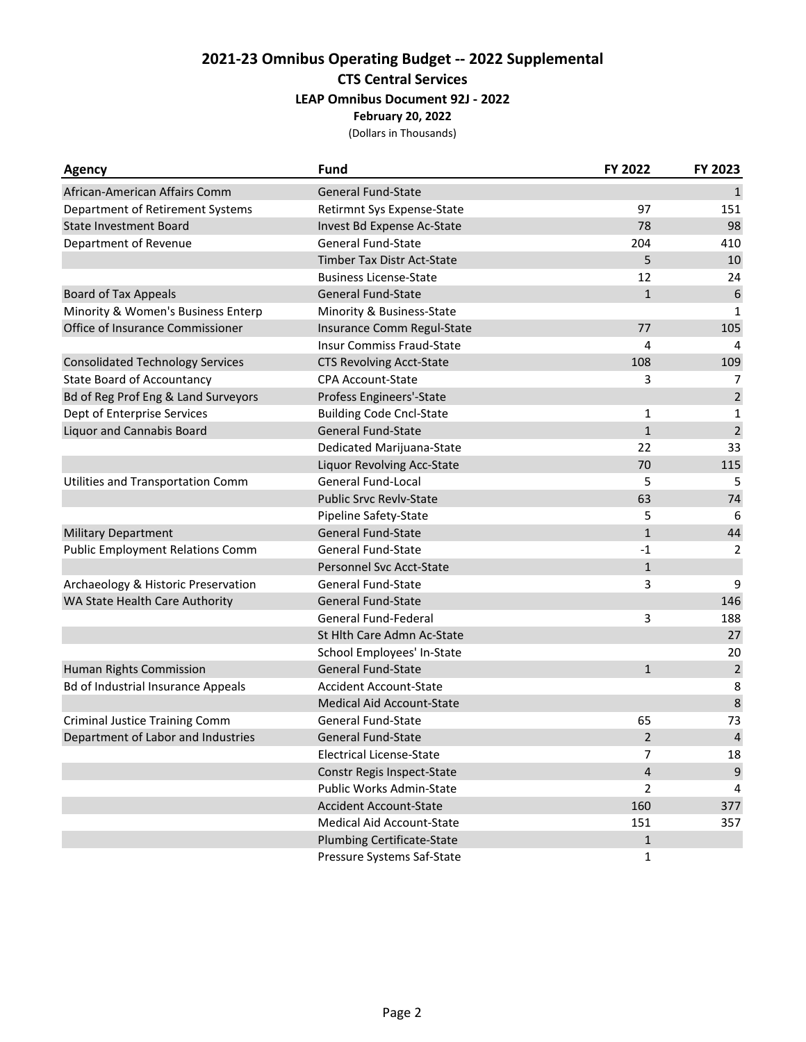## 2021-23 Omnibus Operating Budget -- 2022 Supplemental

### CTS Central Services

**LEAP Omnibus Document 92J - 2022**

**February 20, 2022**

(Dollars in Thousands)

| Agency | Fund | FY 2022 | FY 2023 |
|---|---|---|---|
| African-American Affairs Comm | General Fund-State | | 1 |
| Department of Retirement Systems | Retirmnt Sys Expense-State | 97 | 151 |
| State Investment Board | Invest Bd Expense Ac-State | 78 | 98 |
| Department of Revenue | General Fund-State | 204 | 410 |
| | Timber Tax Distr Act-State | 5 | 10 |
| | Business License-State | 12 | 24 |
| Board of Tax Appeals | General Fund-State | 1 | 6 |
| Minority & Women's Business Enterp | Minority & Business-State | | 1 |
| Office of Insurance Commissioner | Insurance Comm Regul-State | 77 | 105 |
| | Insur Commiss Fraud-State | 4 | 4 |
| Consolidated Technology Services | CTS Revolving Acct-State | 108 | 109 |
| State Board of Accountancy | CPA Account-State | 3 | 7 |
| Bd of Reg Prof Eng & Land Surveyors | Profess Engineers'-State | | 2 |
| Dept of Enterprise Services | Building Code Cncl-State | 1 | 1 |
| Liquor and Cannabis Board | General Fund-State | 1 | 2 |
| | Dedicated Marijuana-State | 22 | 33 |
| | Liquor Revolving Acc-State | 70 | 115 |
| Utilities and Transportation Comm | General Fund-Local | 5 | 5 |
| | Public Srvc Revlv-State | 63 | 74 |
| | Pipeline Safety-State | 5 | 6 |
| Military Department | General Fund-State | 1 | 44 |
| Public Employment Relations Comm | General Fund-State | -1 | 2 |
| | Personnel Svc Acct-State | 1 | |
| Archaeology & Historic Preservation | General Fund-State | 3 | 9 |
| WA State Health Care Authority | General Fund-State | | 146 |
| | General Fund-Federal | 3 | 188 |
| | St Hlth Care Admn Ac-State | | 27 |
| | School Employees' In-State | | 20 |
| Human Rights Commission | General Fund-State | 1 | 2 |
| Bd of Industrial Insurance Appeals | Accident Account-State | | 8 |
| | Medical Aid Account-State | | 8 |
| Criminal Justice Training Comm | General Fund-State | 65 | 73 |
| Department of Labor and Industries | General Fund-State | 2 | 4 |
| | Electrical License-State | 7 | 18 |
| | Constr Regis Inspect-State | 4 | 9 |
| | Public Works Admin-State | 2 | 4 |
| | Accident Account-State | 160 | 377 |
| | Medical Aid Account-State | 151 | 357 |
| | Plumbing Certificate-State | 1 | |
| | Pressure Systems Saf-State | 1 | |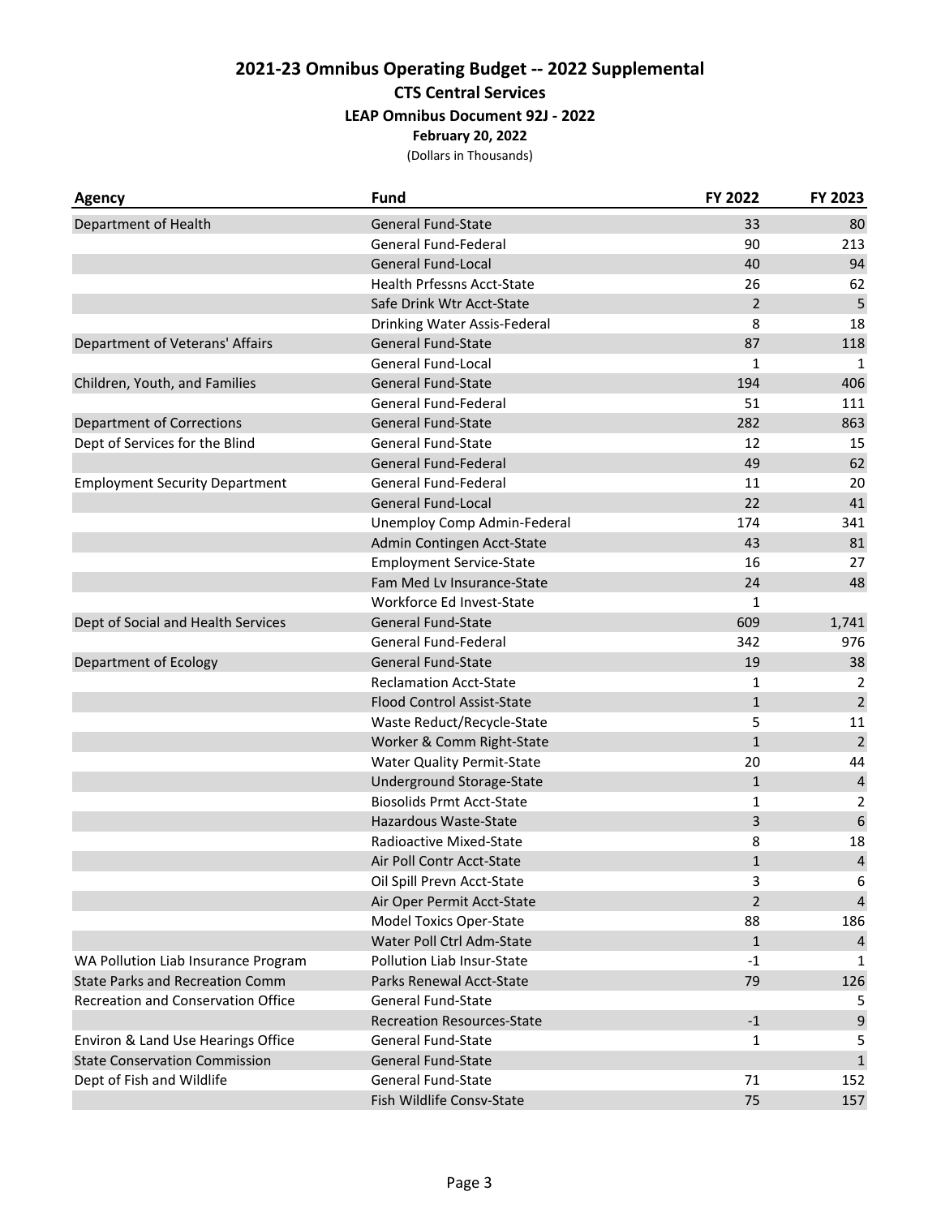# 2021-23 Omnibus Operating Budget -- 2022 Supplemental

## CTS Central Services

### LEAP Omnibus Document 92J - 2022

**February 20, 2022**

(Dollars in Thousands)

| Agency | Fund | FY 2022 | FY 2023 |
|---|---|---|---|
| Department of Health | General Fund-State | 33 | 80 |
| | General Fund-Federal | 90 | 213 |
| | General Fund-Local | 40 | 94 |
| | Health Prfessns Acct-State | 26 | 62 |
| | Safe Drink Wtr Acct-State | 2 | 5 |
| | Drinking Water Assis-Federal | 8 | 18 |
| Department of Veterans' Affairs | General Fund-State | 87 | 118 |
| | General Fund-Local | 1 | 1 |
| Children, Youth, and Families | General Fund-State | 194 | 406 |
| | General Fund-Federal | 51 | 111 |
| Department of Corrections | General Fund-State | 282 | 863 |
| Dept of Services for the Blind | General Fund-State | 12 | 15 |
| | General Fund-Federal | 49 | 62 |
| Employment Security Department | General Fund-Federal | 11 | 20 |
| | General Fund-Local | 22 | 41 |
| | Unemploy Comp Admin-Federal | 174 | 341 |
| | Admin Contingen Acct-State | 43 | 81 |
| | Employment Service-State | 16 | 27 |
| | Fam Med Lv Insurance-State | 24 | 48 |
| | Workforce Ed Invest-State | 1 | |
| Dept of Social and Health Services | General Fund-State | 609 | 1,741 |
| | General Fund-Federal | 342 | 976 |
| Department of Ecology | General Fund-State | 19 | 38 |
| | Reclamation Acct-State | 1 | 2 |
| | Flood Control Assist-State | 1 | 2 |
| | Waste Reduct/Recycle-State | 5 | 11 |
| | Worker & Comm Right-State | 1 | 2 |
| | Water Quality Permit-State | 20 | 44 |
| | Underground Storage-State | 1 | 4 |
| | Biosolids Prmt Acct-State | 1 | 2 |
| | Hazardous Waste-State | 3 | 6 |
| | Radioactive Mixed-State | 8 | 18 |
| | Air Poll Contr Acct-State | 1 | 4 |
| | Oil Spill Prevn Acct-State | 3 | 6 |
| | Air Oper Permit Acct-State | 2 | 4 |
| | Model Toxics Oper-State | 88 | 186 |
| | Water Poll Ctrl Adm-State | 1 | 4 |
| WA Pollution Liab Insurance Program | Pollution Liab Insur-State | -1 | 1 |
| State Parks and Recreation Comm | Parks Renewal Acct-State | 79 | 126 |
| Recreation and Conservation Office | General Fund-State | | 5 |
| | Recreation Resources-State | -1 | 9 |
| Environ & Land Use Hearings Office | General Fund-State | 1 | 5 |
| State Conservation Commission | General Fund-State | | 1 |
| Dept of Fish and Wildlife | General Fund-State | 71 | 152 |
| | Fish Wildlife Consv-State | 75 | 157 |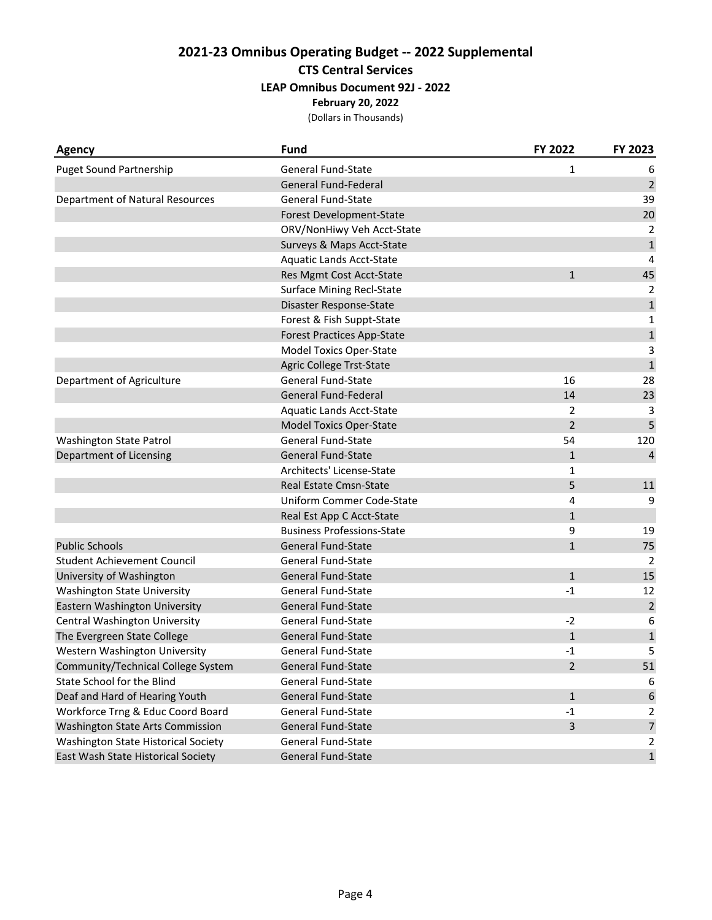## 2021-23 Omnibus Operating Budget -- 2022 Supplemental

### CTS Central Services

**LEAP Omnibus Document 92J - 2022**

**February 20, 2022**

(Dollars in Thousands)

| Agency | Fund | FY 2022 | FY 2023 |
|---|---|---|---|
| Puget Sound Partnership | General Fund-State | 1 | 6 |
| | General Fund-Federal | | 2 |
| Department of Natural Resources | General Fund-State | | 39 |
| | Forest Development-State | | 20 |
| | ORV/NonHiwy Veh Acct-State | | 2 |
| | Surveys & Maps Acct-State | | 1 |
| | Aquatic Lands Acct-State | | 4 |
| | Res Mgmt Cost Acct-State | 1 | 45 |
| | Surface Mining Recl-State | | 2 |
| | Disaster Response-State | | 1 |
| | Forest & Fish Suppt-State | | 1 |
| | Forest Practices App-State | | 1 |
| | Model Toxics Oper-State | | 3 |
| | Agric College Trst-State | | 1 |
| Department of Agriculture | General Fund-State | 16 | 28 |
| | General Fund-Federal | 14 | 23 |
| | Aquatic Lands Acct-State | 2 | 3 |
| | Model Toxics Oper-State | 2 | 5 |
| Washington State Patrol | General Fund-State | 54 | 120 |
| Department of Licensing | General Fund-State | 1 | 4 |
| | Architects' License-State | 1 | |
| | Real Estate Cmsn-State | 5 | 11 |
| | Uniform Commer Code-State | 4 | 9 |
| | Real Est App C Acct-State | 1 | |
| | Business Professions-State | 9 | 19 |
| Public Schools | General Fund-State | 1 | 75 |
| Student Achievement Council | General Fund-State | | 2 |
| University of Washington | General Fund-State | 1 | 15 |
| Washington State University | General Fund-State | -1 | 12 |
| Eastern Washington University | General Fund-State | | 2 |
| Central Washington University | General Fund-State | -2 | 6 |
| The Evergreen State College | General Fund-State | 1 | 1 |
| Western Washington University | General Fund-State | -1 | 5 |
| Community/Technical College System | General Fund-State | 2 | 51 |
| State School for the Blind | General Fund-State | | 6 |
| Deaf and Hard of Hearing Youth | General Fund-State | 1 | 6 |
| Workforce Trng & Educ Coord Board | General Fund-State | -1 | 2 |
| Washington State Arts Commission | General Fund-State | 3 | 7 |
| Washington State Historical Society | General Fund-State | | 2 |
| East Wash State Historical Society | General Fund-State | | 1 |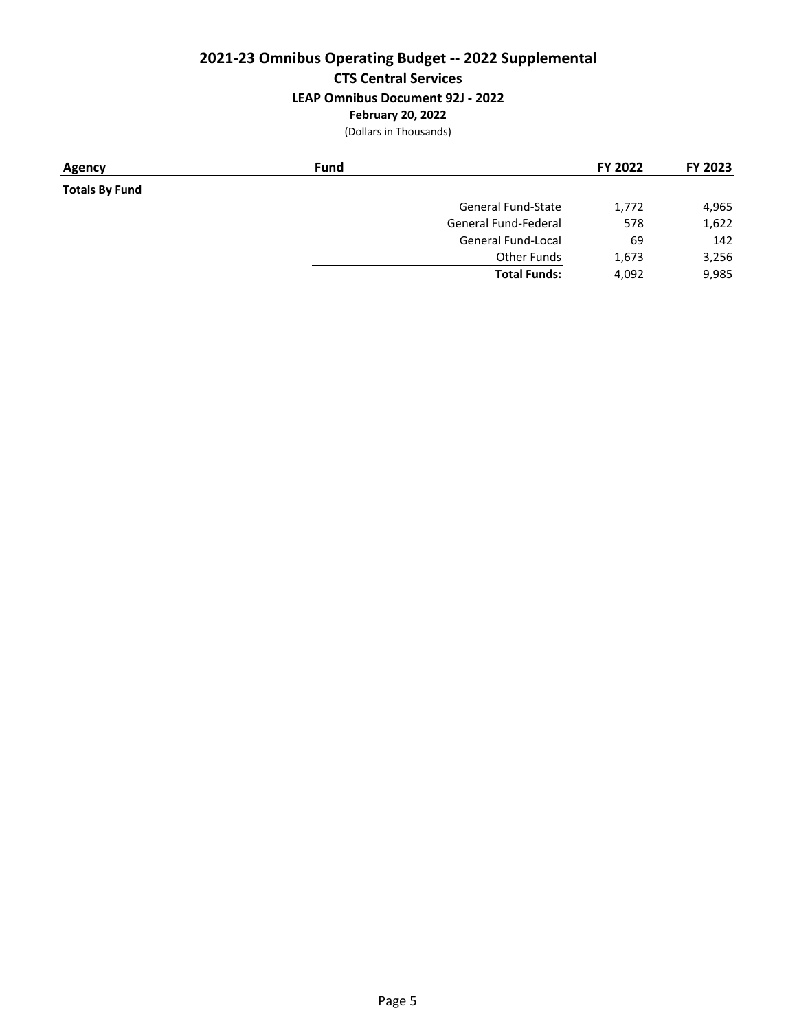## 2021-23 Omnibus Operating Budget -- 2022 Supplemental

### CTS Central Services

**LEAP Omnibus Document 92J - 2022**

**February 20, 2022**

(Dollars in Thousands)

| Agency | Fund | FY 2022 | FY 2023 |
|---|---|---|---|
| **Totals By Fund** | | | |
| | General Fund-State | 1,772 | 4,965 |
| | General Fund-Federal | 578 | 1,622 |
| | General Fund-Local | 69 | 142 |
| | Other Funds | 1,673 | 3,256 |
| | **Total Funds:** | 4,092 | 9,985 |